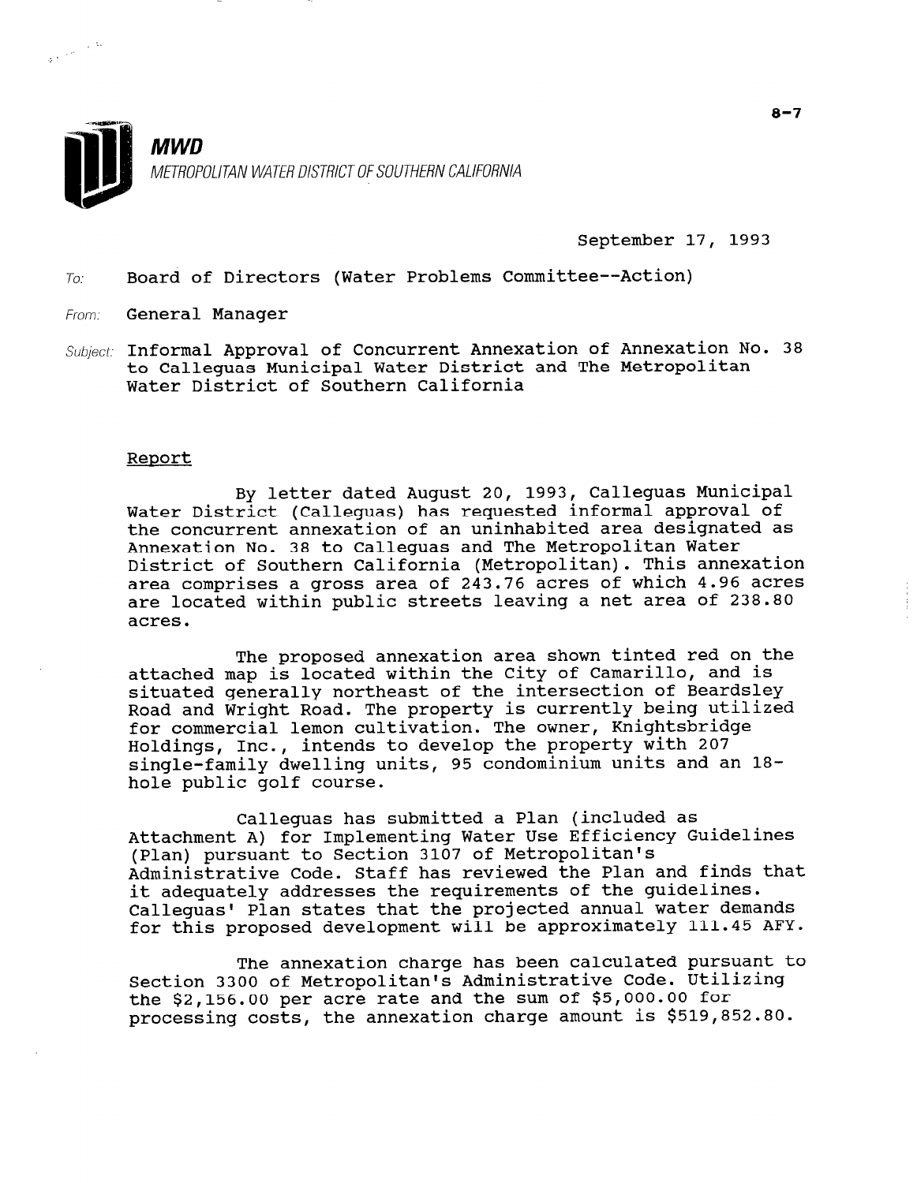8-7

**MWD**

METROPOLITAN WATER DISTRICT OF SOUTHERN CALIFORNIA

September 17, 1993

To: Board of Directors (Water Problems Committee--Action)

From: General Manager

Subject: Informal Approval of Concurrent Annexation of Annexation No. 38 to Calleguas Municipal Water District and The Metropolitan Water District of Southern California

## Report

By letter dated August 20, 1993, Calleguas Municipal Water District (Calleguas) has requested informal approval of the concurrent annexation of an uninhabited area designated as Annexation No. 38 to Calleguas and The Metropolitan Water District of Southern California (Metropolitan). This annexation area comprises a gross area of 243.76 acres of which 4.96 acres are located within public streets leaving a net area of 238.80 acres.

The proposed annexation area shown tinted red on the attached map is located within the City of Camarillo, and is situated generally northeast of the intersection of Beardsley Road and Wright Road. The property is currently being utilized for commercial lemon cultivation. The owner, Knightsbridge Holdings, Inc., intends to develop the property with 207 single-family dwelling units, 95 condominium units and an 18-hole public golf course.

Calleguas has submitted a Plan (included as Attachment A) for Implementing Water Use Efficiency Guidelines (Plan) pursuant to Section 3107 of Metropolitan's Administrative Code. Staff has reviewed the Plan and finds that it adequately addresses the requirements of the guidelines. Calleguas' Plan states that the projected annual water demands for this proposed development will be approximately 111.45 AFY.

The annexation charge has been calculated pursuant to Section 3300 of Metropolitan's Administrative Code. Utilizing the $2,156.00 per acre rate and the sum of $5,000.00 for processing costs, the annexation charge amount is $519,852.80.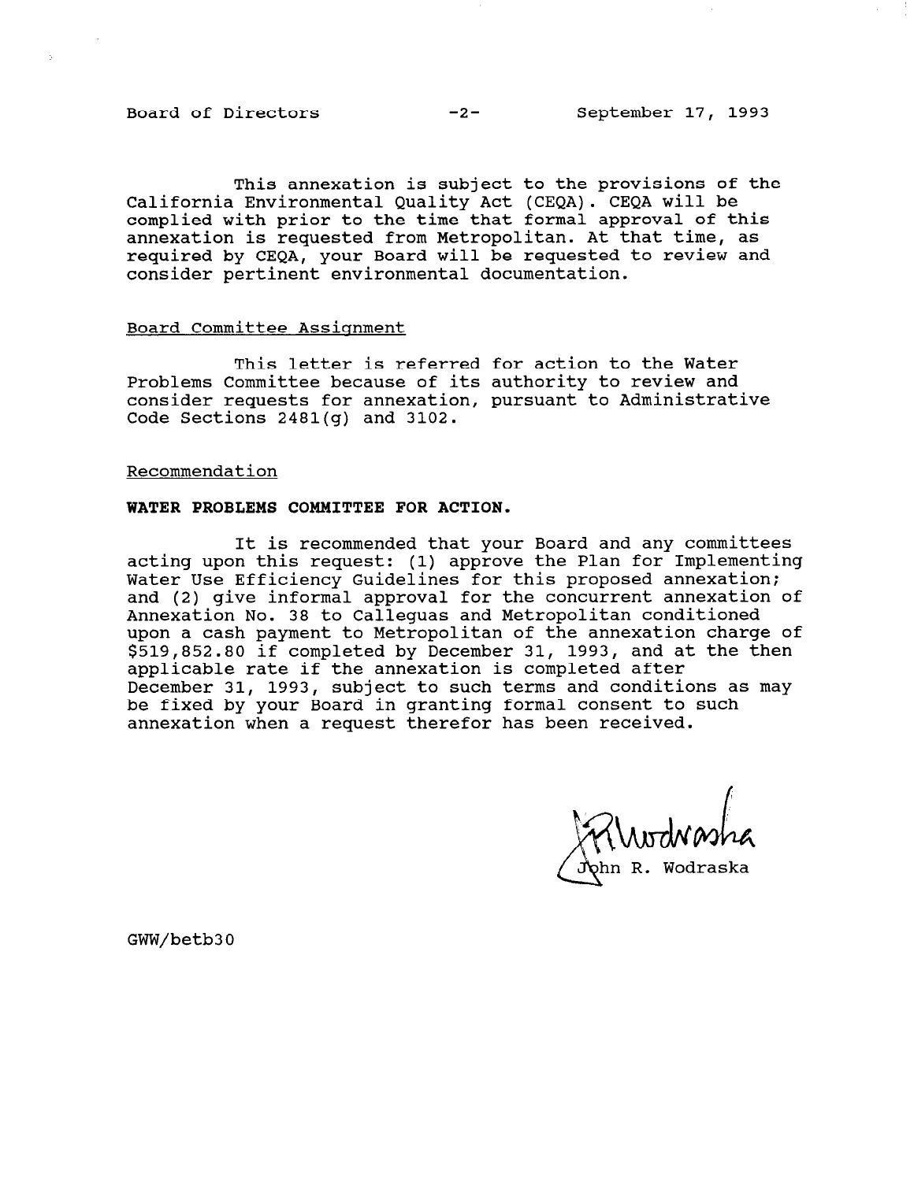This annexation is subject to the provisions of the California Environmental Quality Act (CEQA). CEQA will be complied with prior to the time that formal approval of this annexation is requested from Metropolitan. At that time, as required by CEQA, your Board will be requested to review and consider pertinent environmental documentation.

Board Committee Assignment

This letter is referred for action to the Water Problems Committee because of its authority to review and consider requests for annexation, pursuant to Administrative Code Sections 2481(g) and 3102.

Recommendation

**WATER PROBLEMS COMMITTEE FOR ACTION.**

It is recommended that your Board and any committees acting upon this request: (1) approve the Plan for Implementing Water Use Efficiency Guidelines for this proposed annexation; and (2) give informal approval for the concurrent annexation of Annexation No. 38 to Calleguas and Metropolitan conditioned upon a cash payment to Metropolitan of the annexation charge of $519,852.80 if completed by December 31, 1993, and at the then applicable rate if the annexation is completed after December 31, 1993, subject to such terms and conditions as may be fixed by your Board in granting formal consent to such annexation when a request therefor has been received.

John R. Wodraska

GWW/betb30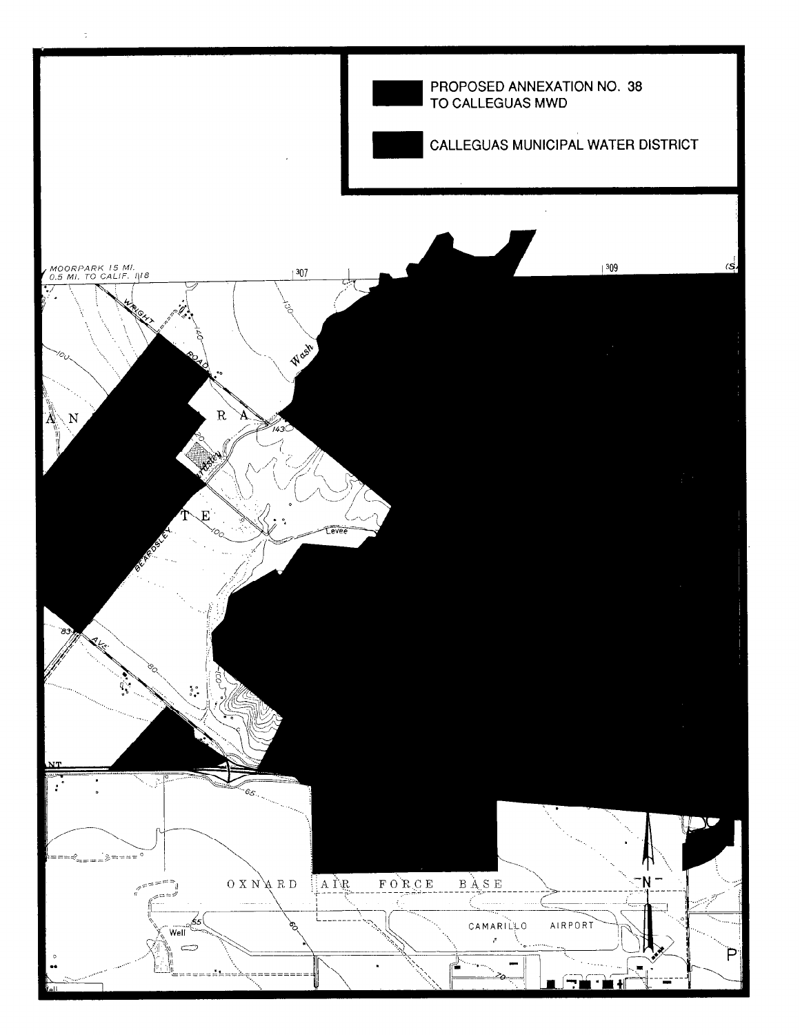PROPOSED ANNEXATION NO. 38 TO CALLEGUAS MWD

CALLEGUAS MUNICIPAL WATER DISTRICT

MOORPARK 15 MI.
0.5 MI. TO CALIF. 118

307

309

WRIGHT ROAD

Wash

BEARDSLEY

AVE

Levee

OXNARD AIR FORCE BASE

CAMARILLO AIRPORT

Well

N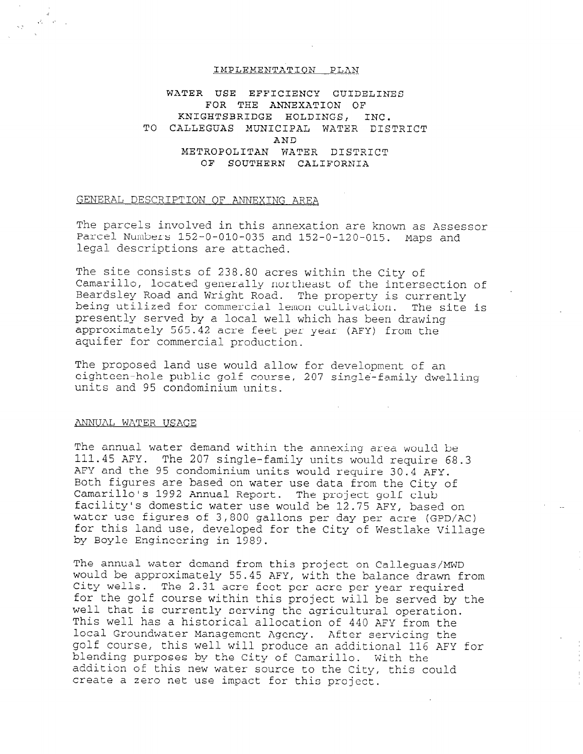# IMPLEMENTATION PLAN

## WATER USE EFFICIENCY GUIDELINES FOR THE ANNEXATION OF KNIGHTSBRIDGE HOLDINGS, INC. TO CALLEGUAS MUNICIPAL WATER DISTRICT AND METROPOLITAN WATER DISTRICT OF SOUTHERN CALIFORNIA

### GENERAL DESCRIPTION OF ANNEXING AREA

The parcels involved in this annexation are known as Assessor Parcel Numbers 152-0-010-035 and 152-0-120-015. Maps and legal descriptions are attached.

The site consists of 238.80 acres within the City of Camarillo, located generally northeast of the intersection of Beardsley Road and Wright Road. The property is currently being utilized for commercial lemon cultivation. The site is presently served by a local well which has been drawing approximately 565.42 acre feet per year (AFY) from the aquifer for commercial production.

The proposed land use would allow for development of an eighteen-hole public golf course, 207 single-family dwelling units and 95 condominium units.

### ANNUAL WATER USAGE

The annual water demand within the annexing area would be 111.45 AFY. The 207 single-family units would require 68.3 AFY and the 95 condominium units would require 30.4 AFY. Both figures are based on water use data from the City of Camarillo's 1992 Annual Report. The project golf club facility's domestic water use would be 12.75 AFY, based on water use figures of 3,800 gallons per day per acre (GPD/AC) for this land use, developed for the City of Westlake Village by Boyle Engineering in 1989.

The annual water demand from this project on Calleguas/MWD would be approximately 55.45 AFY, with the balance drawn from City wells. The 2.31 acre feet per acre per year required for the golf course within this project will be served by the well that is currently serving the agricultural operation. This well has a historical allocation of 440 AFY from the local Groundwater Management Agency. After servicing the golf course, this well will produce an additional 116 AFY for blending purposes by the City of Camarillo. With the addition of this new water source to the City, this could create a zero net use impact for this project.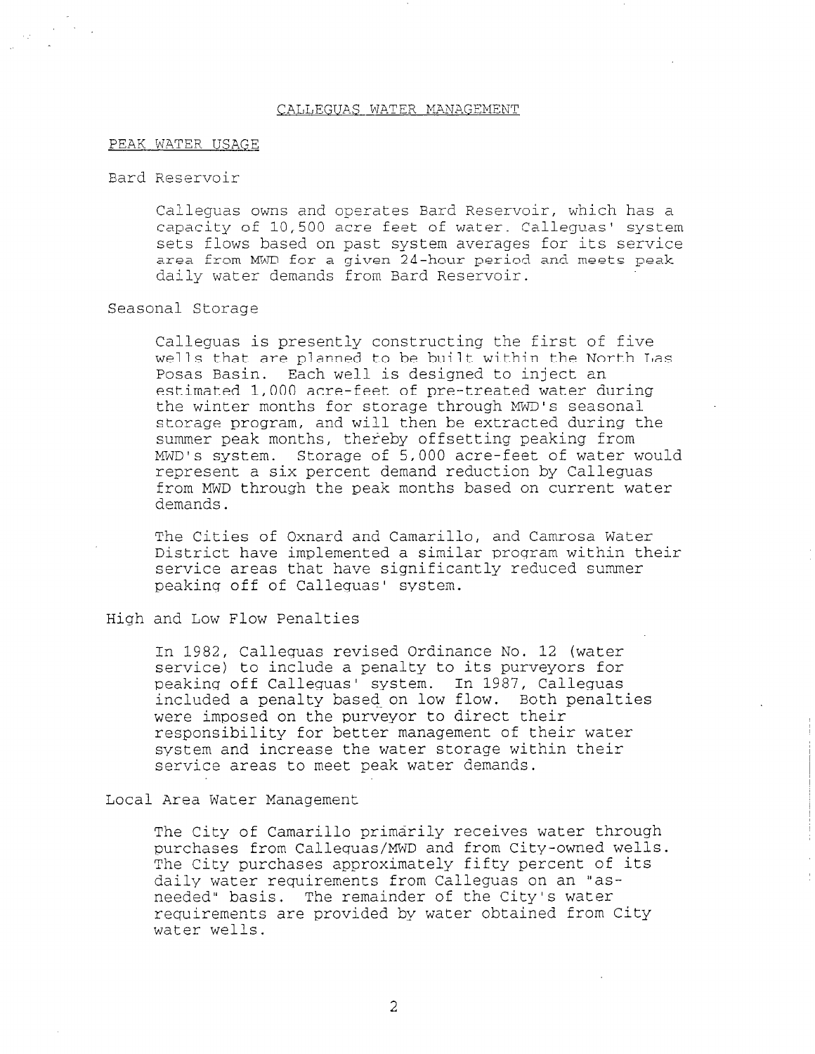# CALLEGUAS WATER MANAGEMENT

## PEAK WATER USAGE

### Bard Reservoir

Calleguas owns and operates Bard Reservoir, which has a capacity of 10,500 acre feet of water. Calleguas' system sets flows based on past system averages for its service area from MWD for a given 24-hour period and meets peak daily water demands from Bard Reservoir.

### Seasonal Storage

Calleguas is presently constructing the first of five wells that are planned to be built within the North Las Posas Basin. Each well is designed to inject an estimated 1,000 acre-feet of pre-treated water during the winter months for storage through MWD's seasonal storage program, and will then be extracted during the summer peak months, thereby offsetting peaking from MWD's system. Storage of 5,000 acre-feet of water would represent a six percent demand reduction by Calleguas from MWD through the peak months based on current water demands.

The Cities of Oxnard and Camarillo, and Camrosa Water District have implemented a similar program within their service areas that have significantly reduced summer peaking off of Calleguas' system.

### High and Low Flow Penalties

In 1982, Calleguas revised Ordinance No. 12 (water service) to include a penalty to its purveyors for peaking off Calleguas' system. In 1987, Calleguas included a penalty based on low flow. Both penalties were imposed on the purveyor to direct their responsibility for better management of their water system and increase the water storage within their service areas to meet peak water demands.

### Local Area Water Management

The City of Camarillo primarily receives water through purchases from Calleguas/MWD and from City-owned wells. The City purchases approximately fifty percent of its daily water requirements from Calleguas on an "as-needed" basis. The remainder of the City's water requirements are provided by water obtained from City water wells.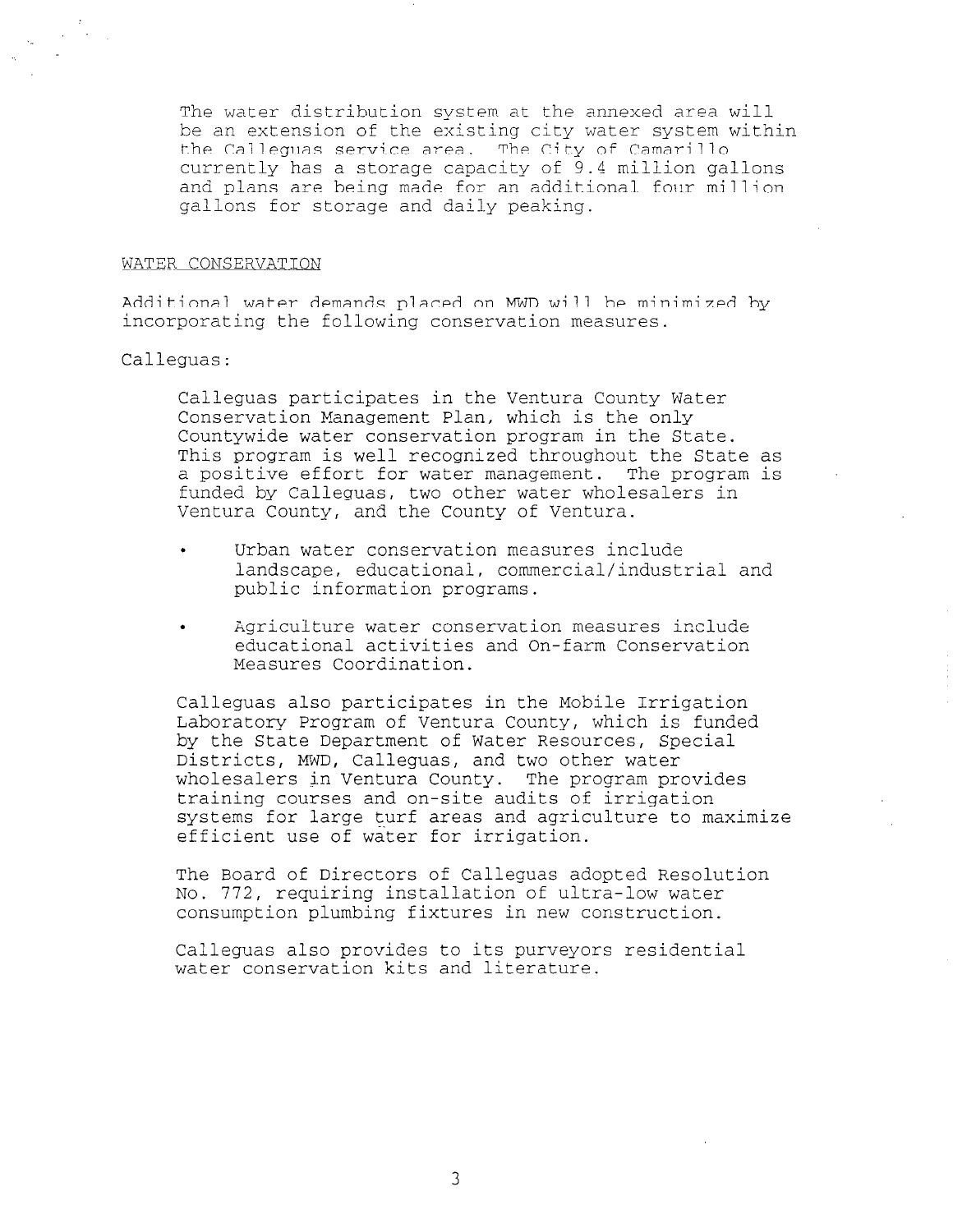The water distribution system at the annexed area will be an extension of the existing city water system within the Calleguas service area. The City of Camarillo currently has a storage capacity of 9.4 million gallons and plans are being made for an additional four million gallons for storage and daily peaking.

## WATER CONSERVATION

Additional water demands placed on MWD will be minimized by incorporating the following conservation measures.

Calleguas:

Calleguas participates in the Ventura County Water Conservation Management Plan, which is the only Countywide water conservation program in the State. This program is well recognized throughout the State as a positive effort for water management. The program is funded by Calleguas, two other water wholesalers in Ventura County, and the County of Ventura.

- Urban water conservation measures include landscape, educational, commercial/industrial and public information programs.
- Agriculture water conservation measures include educational activities and On-farm Conservation Measures Coordination.

Calleguas also participates in the Mobile Irrigation Laboratory Program of Ventura County, which is funded by the State Department of Water Resources, Special Districts, MWD, Calleguas, and two other water wholesalers in Ventura County. The program provides training courses and on-site audits of irrigation systems for large turf areas and agriculture to maximize efficient use of water for irrigation.

The Board of Directors of Calleguas adopted Resolution No. 772, requiring installation of ultra-low water consumption plumbing fixtures in new construction.

Calleguas also provides to its purveyors residential water conservation kits and literature.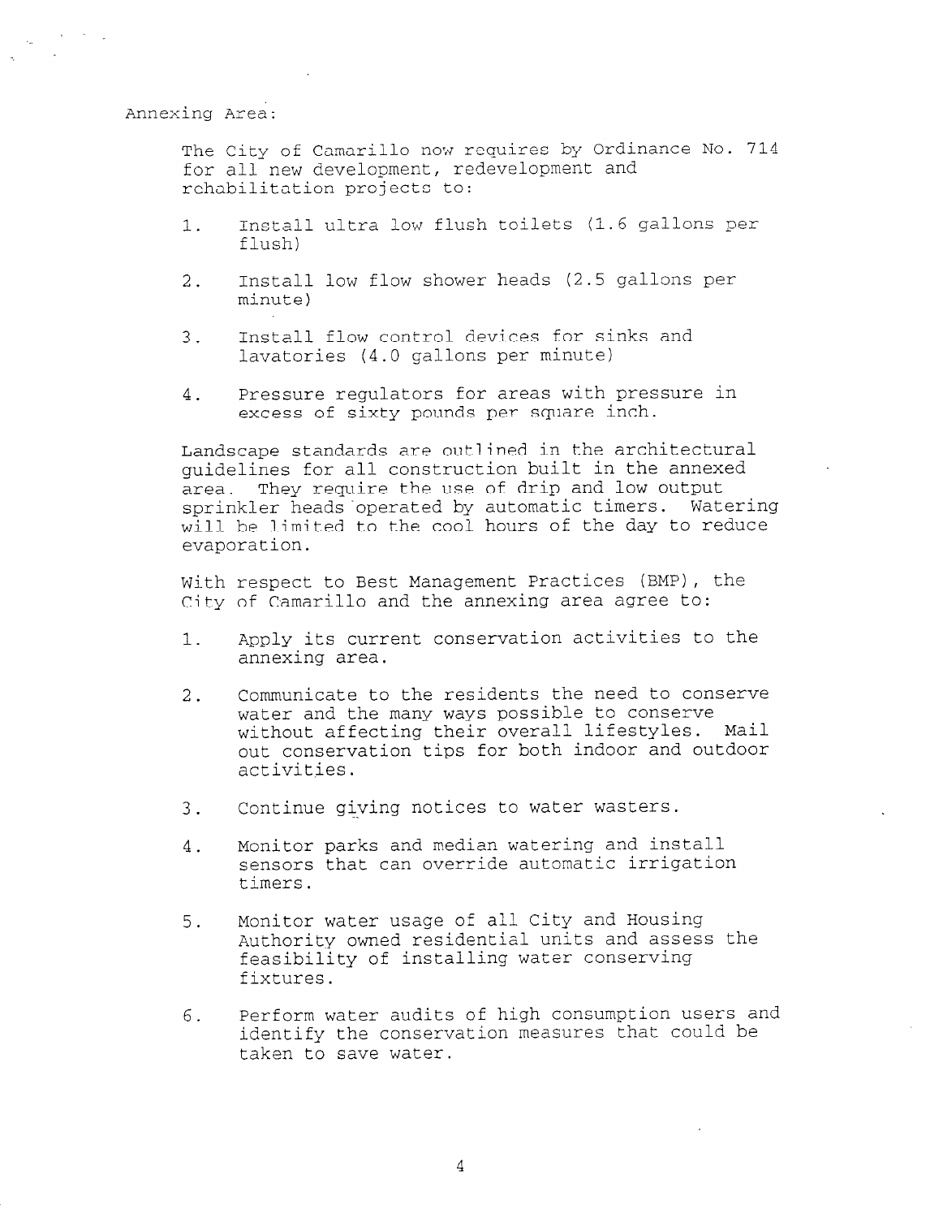Annexing Area:

The City of Camarillo now requires by Ordinance No. 714 for all new development, redevelopment and rehabilitation projects to:

1. Install ultra low flush toilets (1.6 gallons per flush)
2. Install low flow shower heads (2.5 gallons per minute)
3. Install flow control devices for sinks and lavatories (4.0 gallons per minute)
4. Pressure regulators for areas with pressure in excess of sixty pounds per square inch.

Landscape standards are outlined in the architectural guidelines for all construction built in the annexed area. They require the use of drip and low output sprinkler heads operated by automatic timers. Watering will be limited to the cool hours of the day to reduce evaporation.

With respect to Best Management Practices (BMP), the City of Camarillo and the annexing area agree to:

1. Apply its current conservation activities to the annexing area.
2. Communicate to the residents the need to conserve water and the many ways possible to conserve without affecting their overall lifestyles. Mail out conservation tips for both indoor and outdoor activities.
3. Continue giving notices to water wasters.
4. Monitor parks and median watering and install sensors that can override automatic irrigation timers.
5. Monitor water usage of all City and Housing Authority owned residential units and assess the feasibility of installing water conserving fixtures.
6. Perform water audits of high consumption users and identify the conservation measures that could be taken to save water.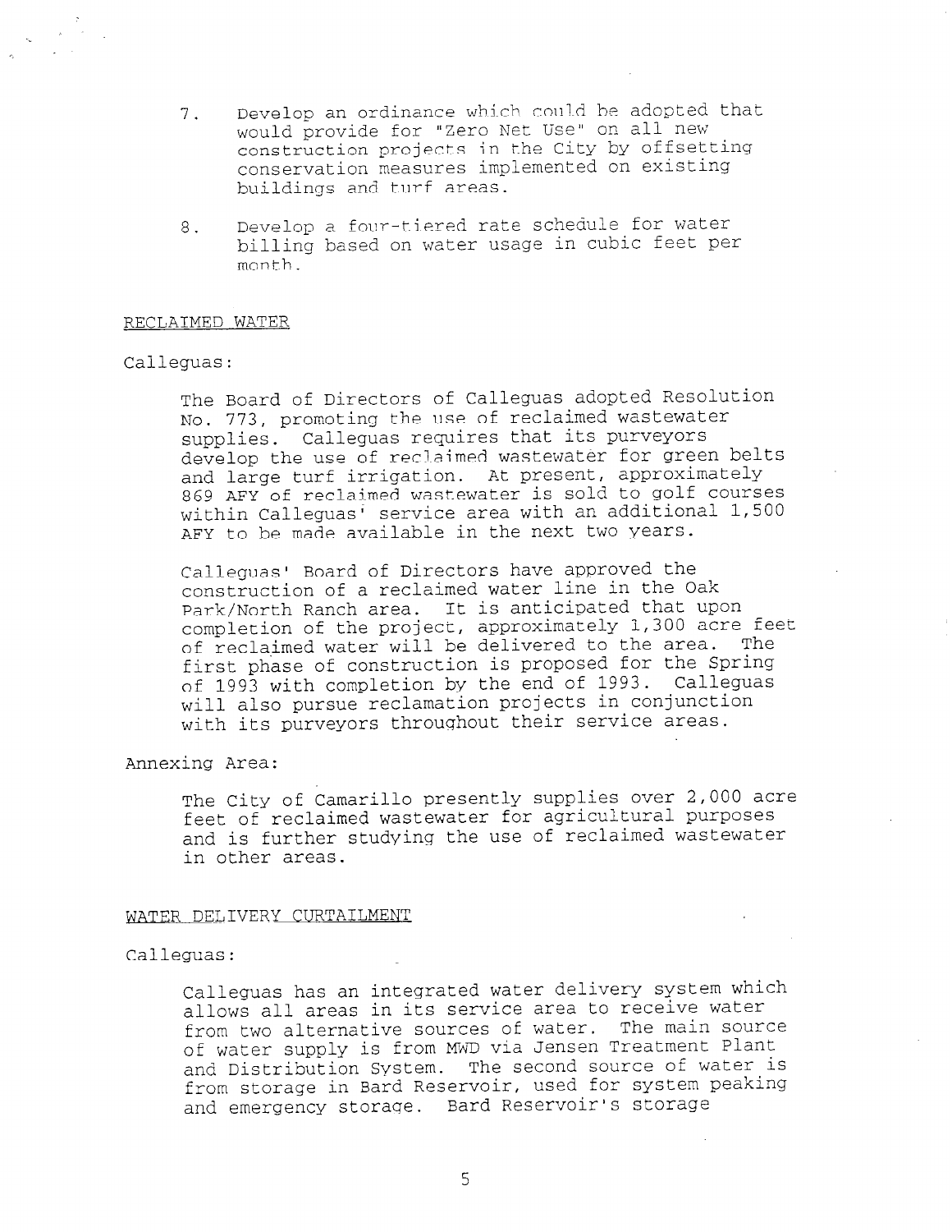7. Develop an ordinance which could be adopted that would provide for "Zero Net Use" on all new construction projects in the City by offsetting conservation measures implemented on existing buildings and turf areas.

8. Develop a four-tiered rate schedule for water billing based on water usage in cubic feet per month.

RECLAIMED WATER

Calleguas:

The Board of Directors of Calleguas adopted Resolution No. 773, promoting the use of reclaimed wastewater supplies. Calleguas requires that its purveyors develop the use of reclaimed wastewater for green belts and large turf irrigation. At present, approximately 869 AFY of reclaimed wastewater is sold to golf courses within Calleguas' service area with an additional 1,500 AFY to be made available in the next two years.

Calleguas' Board of Directors have approved the construction of a reclaimed water line in the Oak Park/North Ranch area. It is anticipated that upon completion of the project, approximately 1,300 acre feet of reclaimed water will be delivered to the area. The first phase of construction is proposed for the Spring of 1993 with completion by the end of 1993. Calleguas will also pursue reclamation projects in conjunction with its purveyors throughout their service areas.

Annexing Area:

The City of Camarillo presently supplies over 2,000 acre feet of reclaimed wastewater for agricultural purposes and is further studying the use of reclaimed wastewater in other areas.

WATER DELIVERY CURTAILMENT

Calleguas:

Calleguas has an integrated water delivery system which allows all areas in its service area to receive water from two alternative sources of water. The main source of water supply is from MWD via Jensen Treatment Plant and Distribution System. The second source of water is from storage in Bard Reservoir, used for system peaking and emergency storage. Bard Reservoir's storage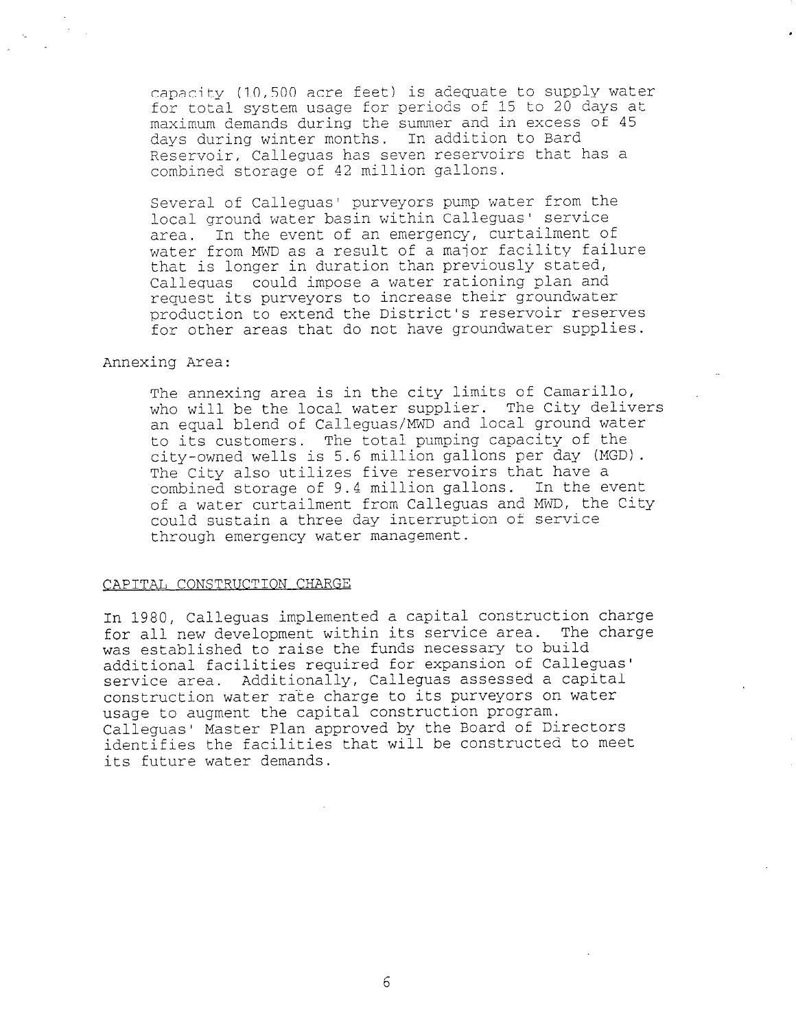capacity (10,500 acre feet) is adequate to supply water for total system usage for periods of 15 to 20 days at maximum demands during the summer and in excess of 45 days during winter months. In addition to Bard Reservoir, Calleguas has seven reservoirs that has a combined storage of 42 million gallons.

Several of Calleguas' purveyors pump water from the local ground water basin within Calleguas' service area. In the event of an emergency, curtailment of water from MWD as a result of a major facility failure that is longer in duration than previously stated, Calleguas could impose a water rationing plan and request its purveyors to increase their groundwater production to extend the District's reservoir reserves for other areas that do not have groundwater supplies.

Annexing Area:

The annexing area is in the city limits of Camarillo, who will be the local water supplier. The City delivers an equal blend of Calleguas/MWD and local ground water to its customers. The total pumping capacity of the city-owned wells is 5.6 million gallons per day (MGD). The City also utilizes five reservoirs that have a combined storage of 9.4 million gallons. In the event of a water curtailment from Calleguas and MWD, the City could sustain a three day interruption of service through emergency water management.

## CAPITAL CONSTRUCTION CHARGE

In 1980, Calleguas implemented a capital construction charge for all new development within its service area. The charge was established to raise the funds necessary to build additional facilities required for expansion of Calleguas' service area. Additionally, Calleguas assessed a capital construction water rate charge to its purveyors on water usage to augment the capital construction program. Calleguas' Master Plan approved by the Board of Directors identifies the facilities that will be constructed to meet its future water demands.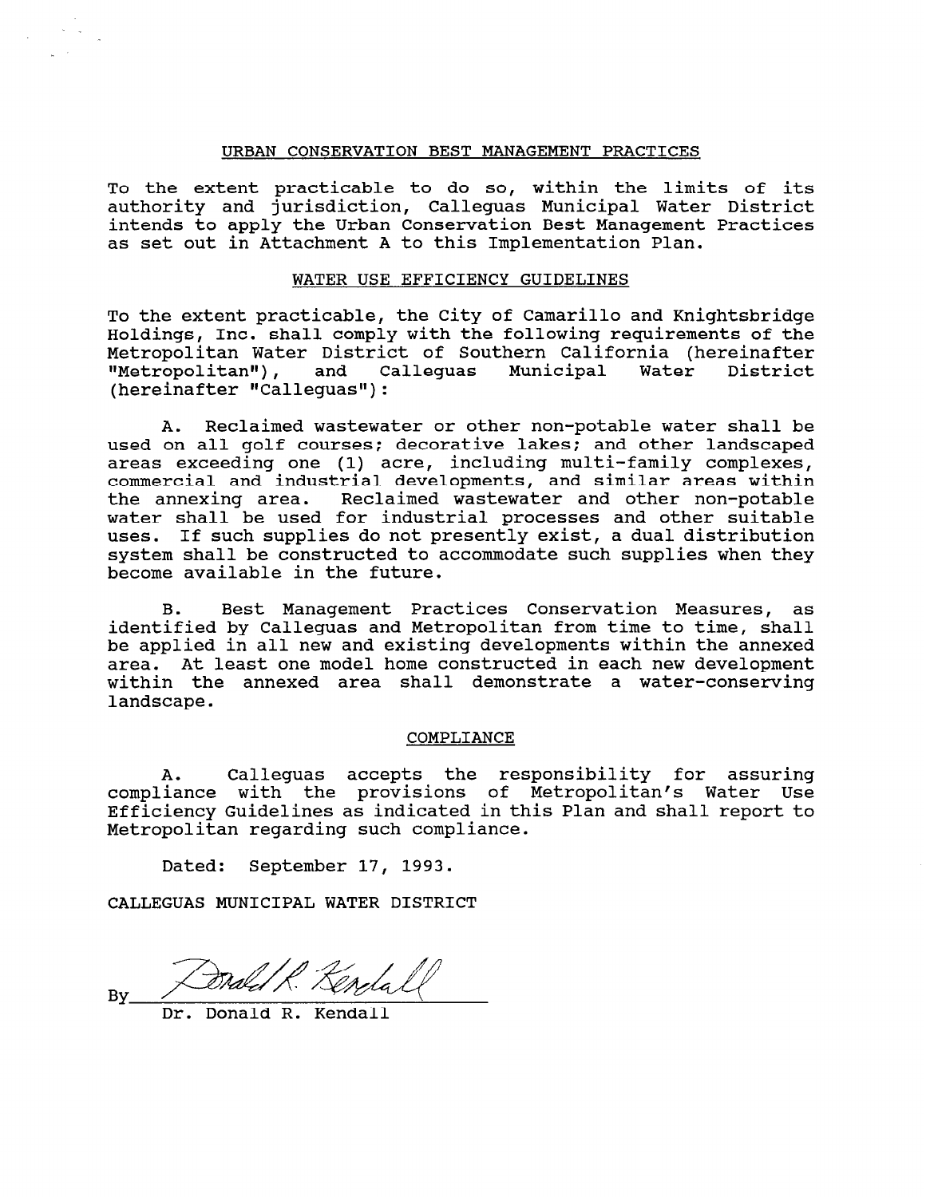## URBAN CONSERVATION BEST MANAGEMENT PRACTICES

To the extent practicable to do so, within the limits of its authority and jurisdiction, Calleguas Municipal Water District intends to apply the Urban Conservation Best Management Practices as set out in Attachment A to this Implementation Plan.

## WATER USE EFFICIENCY GUIDELINES

To the extent practicable, the City of Camarillo and Knightsbridge Holdings, Inc. shall comply with the following requirements of the Metropolitan Water District of Southern California (hereinafter "Metropolitan"), and Calleguas Municipal Water District (hereinafter "Calleguas"):

A. Reclaimed wastewater or other non-potable water shall be used on all golf courses; decorative lakes; and other landscaped areas exceeding one (1) acre, including multi-family complexes, commercial and industrial developments, and similar areas within the annexing area. Reclaimed wastewater and other non-potable water shall be used for industrial processes and other suitable uses. If such supplies do not presently exist, a dual distribution system shall be constructed to accommodate such supplies when they become available in the future.

B. Best Management Practices Conservation Measures, as identified by Calleguas and Metropolitan from time to time, shall be applied in all new and existing developments within the annexed area. At least one model home constructed in each new development within the annexed area shall demonstrate a water-conserving landscape.

## COMPLIANCE

A. Calleguas accepts the responsibility for assuring compliance with the provisions of Metropolitan's Water Use Efficiency Guidelines as indicated in this Plan and shall report to Metropolitan regarding such compliance.

Dated: September 17, 1993.

CALLEGUAS MUNICIPAL WATER DISTRICT

By Donald R. Kendall

Dr. Donald R. Kendall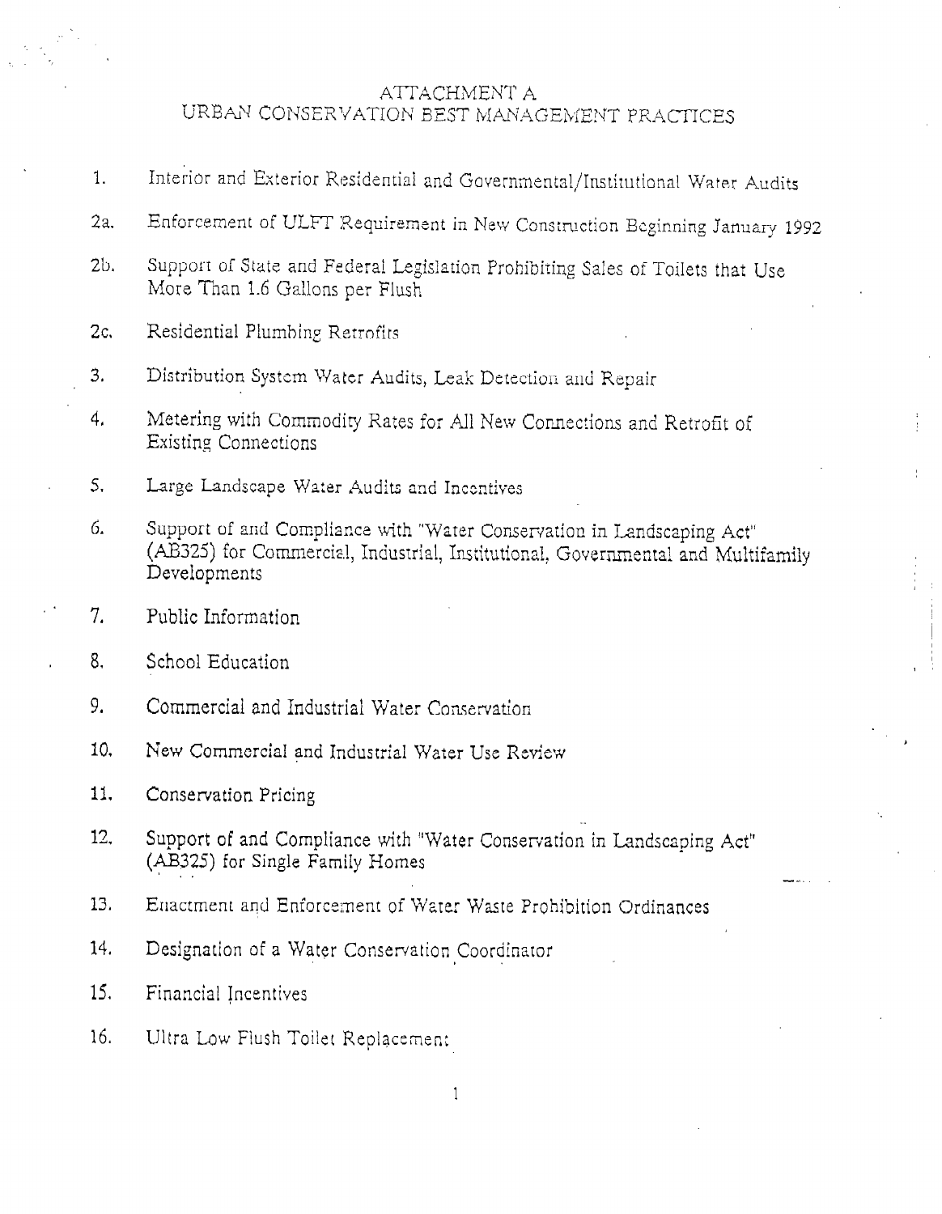# ATTACHMENT A
## URBAN CONSERVATION BEST MANAGEMENT PRACTICES

1. Interior and Exterior Residential and Governmental/Institutional Water Audits

2a. Enforcement of ULFT Requirement in New Construction Beginning January 1992

2b. Support of State and Federal Legislation Prohibiting Sales of Toilets that Use More Than 1.6 Gallons per Flush

2c. Residential Plumbing Retrofits

3. Distribution System Water Audits, Leak Detection and Repair

4. Metering with Commodity Rates for All New Connections and Retrofit of Existing Connections

5. Large Landscape Water Audits and Incentives

6. Support of and Compliance with "Water Conservation in Landscaping Act" (AB325) for Commercial, Industrial, Institutional, Governmental and Multifamily Developments

7. Public Information

8. School Education

9. Commercial and Industrial Water Conservation

10. New Commercial and Industrial Water Use Review

11. Conservation Pricing

12. Support of and Compliance with "Water Conservation in Landscaping Act" (AB325) for Single Family Homes

13. Enactment and Enforcement of Water Waste Prohibition Ordinances

14. Designation of a Water Conservation Coordinator

15. Financial Incentives

16. Ultra Low Flush Toilet Replacement